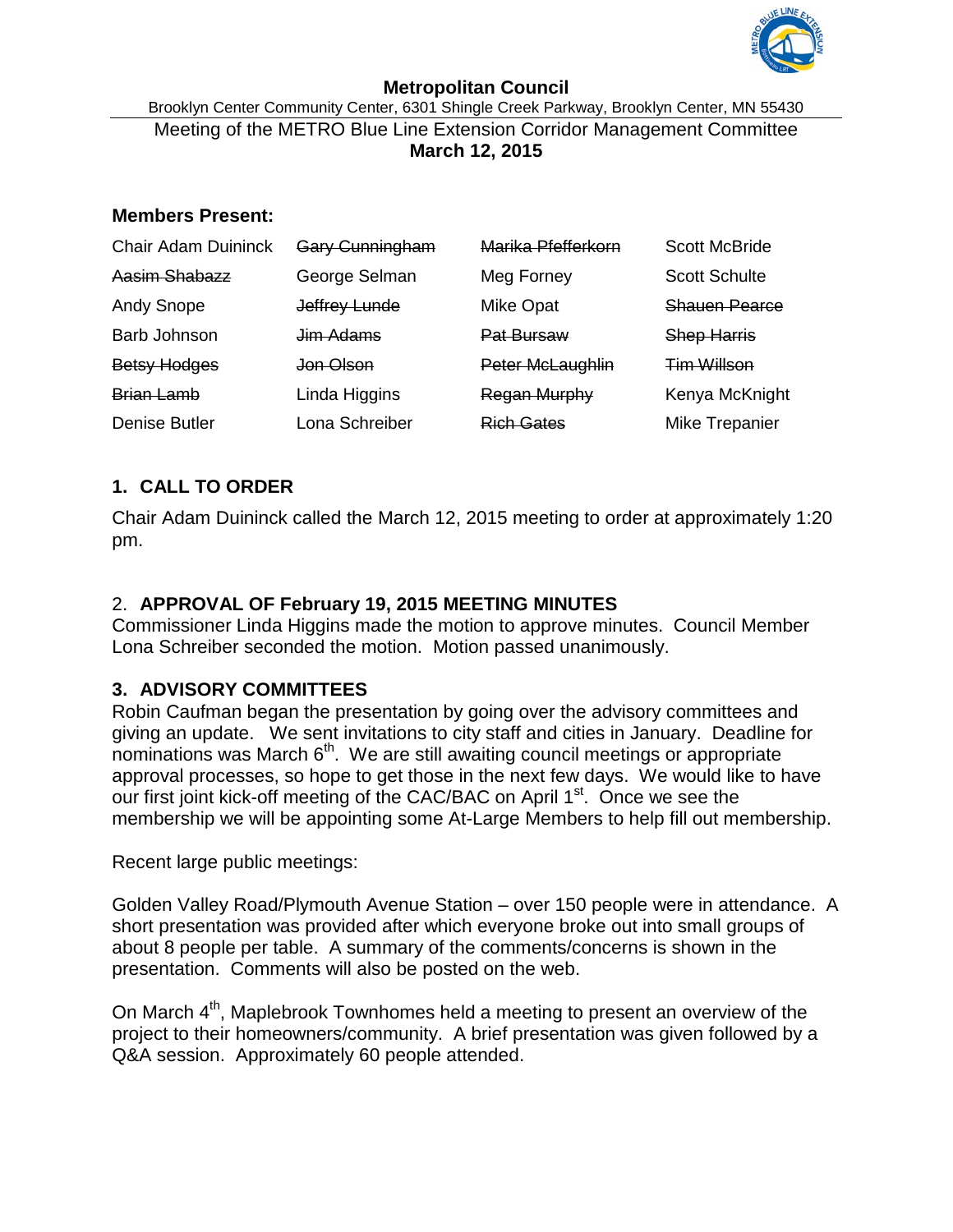**Metropolitan Council**

Brooklyn Center Community Center, 6301 Shingle Creek Parkway, Brooklyn Center, MN 55430

Meeting of the METRO Blue Line Extension Corridor Management Committee

**March 12, 2015**

**Members Present:**

| | | | |
|---|---|---|---|
| Chair Adam Duininck | ~~Gary Cunningham~~ | ~~Marika Pfefferkorn~~ | Scott McBride |
| ~~Aasim Shabazz~~ | George Selman | Meg Forney | Scott Schulte |
| Andy Snope | ~~Jeffrey Lunde~~ | Mike Opat | ~~Shauen Pearce~~ |
| Barb Johnson | ~~Jim Adams~~ | ~~Pat Bursaw~~ | ~~Shep Harris~~ |
| ~~Betsy Hodges~~ | ~~Jon Olson~~ | ~~Peter McLaughlin~~ | ~~Tim Willson~~ |
| ~~Brian Lamb~~ | Linda Higgins | ~~Regan Murphy~~ | Kenya McKnight |
| Denise Butler | Lona Schreiber | ~~Rich Gates~~ | Mike Trepanier |

## 1. CALL TO ORDER

Chair Adam Duininck called the March 12, 2015 meeting to order at approximately 1:20 pm.

## 2. APPROVAL OF February 19, 2015 MEETING MINUTES

Commissioner Linda Higgins made the motion to approve minutes. Council Member Lona Schreiber seconded the motion. Motion passed unanimously.

## 3. ADVISORY COMMITTEES

Robin Caufman began the presentation by going over the advisory committees and giving an update. We sent invitations to city staff and cities in January. Deadline for nominations was March 6th. We are still awaiting council meetings or appropriate approval processes, so hope to get those in the next few days. We would like to have our first joint kick-off meeting of the CAC/BAC on April 1st. Once we see the membership we will be appointing some At-Large Members to help fill out membership.

Recent large public meetings:

Golden Valley Road/Plymouth Avenue Station – over 150 people were in attendance. A short presentation was provided after which everyone broke out into small groups of about 8 people per table. A summary of the comments/concerns is shown in the presentation. Comments will also be posted on the web.

On March 4th, Maplebrook Townhomes held a meeting to present an overview of the project to their homeowners/community. A brief presentation was given followed by a Q&A session. Approximately 60 people attended.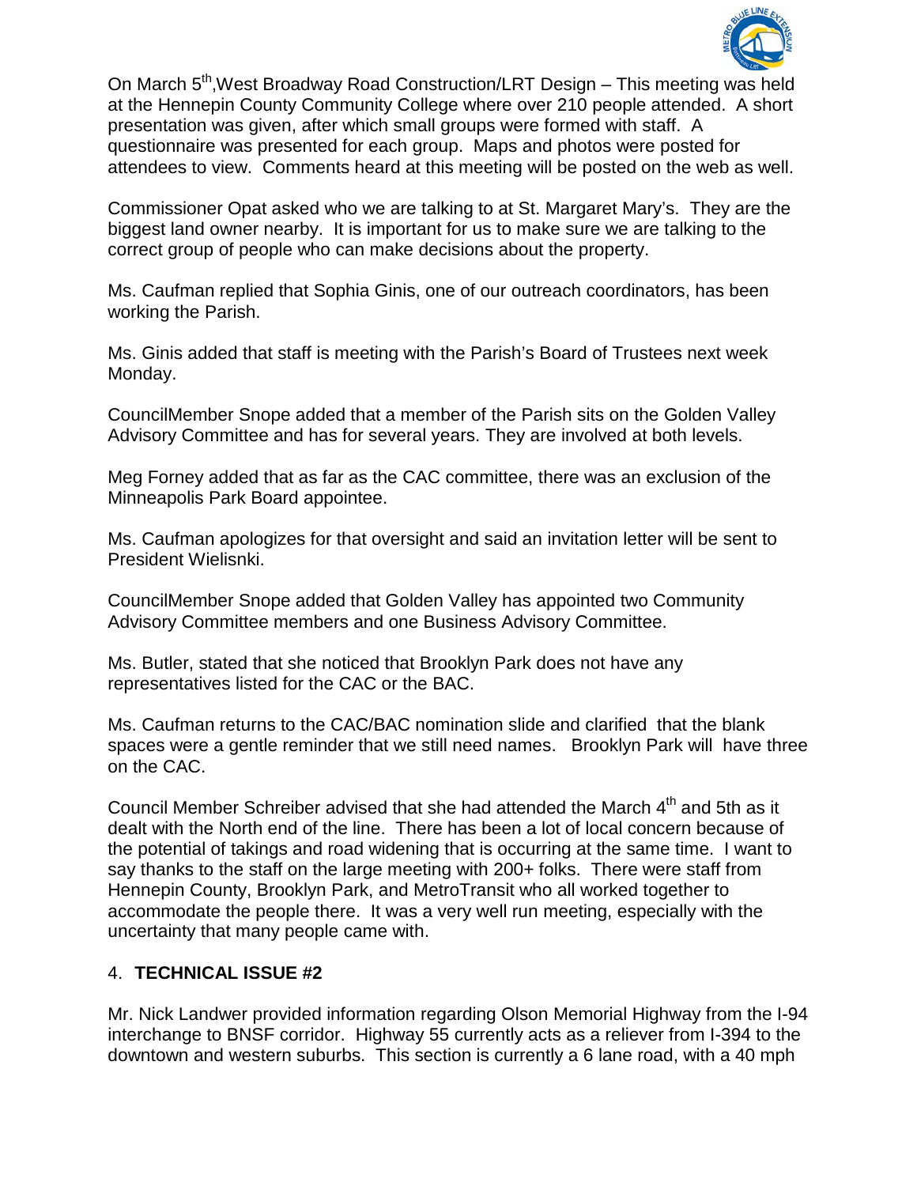On March 5th,West Broadway Road Construction/LRT Design – This meeting was held at the Hennepin County Community College where over 210 people attended. A short presentation was given, after which small groups were formed with staff. A questionnaire was presented for each group. Maps and photos were posted for attendees to view. Comments heard at this meeting will be posted on the web as well.

Commissioner Opat asked who we are talking to at St. Margaret Mary's. They are the biggest land owner nearby. It is important for us to make sure we are talking to the correct group of people who can make decisions about the property.

Ms. Caufman replied that Sophia Ginis, one of our outreach coordinators, has been working the Parish.

Ms. Ginis added that staff is meeting with the Parish's Board of Trustees next week Monday.

CouncilMember Snope added that a member of the Parish sits on the Golden Valley Advisory Committee and has for several years. They are involved at both levels.

Meg Forney added that as far as the CAC committee, there was an exclusion of the Minneapolis Park Board appointee.

Ms. Caufman apologizes for that oversight and said an invitation letter will be sent to President Wielisnki.

CouncilMember Snope added that Golden Valley has appointed two Community Advisory Committee members and one Business Advisory Committee.

Ms. Butler, stated that she noticed that Brooklyn Park does not have any representatives listed for the CAC or the BAC.

Ms. Caufman returns to the CAC/BAC nomination slide and clarified that the blank spaces were a gentle reminder that we still need names. Brooklyn Park will have three on the CAC.

Council Member Schreiber advised that she had attended the March 4th and 5th as it dealt with the North end of the line. There has been a lot of local concern because of the potential of takings and road widening that is occurring at the same time. I want to say thanks to the staff on the large meeting with 200+ folks. There were staff from Hennepin County, Brooklyn Park, and MetroTransit who all worked together to accommodate the people there. It was a very well run meeting, especially with the uncertainty that many people came with.

4. **TECHNICAL ISSUE #2**

Mr. Nick Landwer provided information regarding Olson Memorial Highway from the I-94 interchange to BNSF corridor. Highway 55 currently acts as a reliever from I-394 to the downtown and western suburbs. This section is currently a 6 lane road, with a 40 mph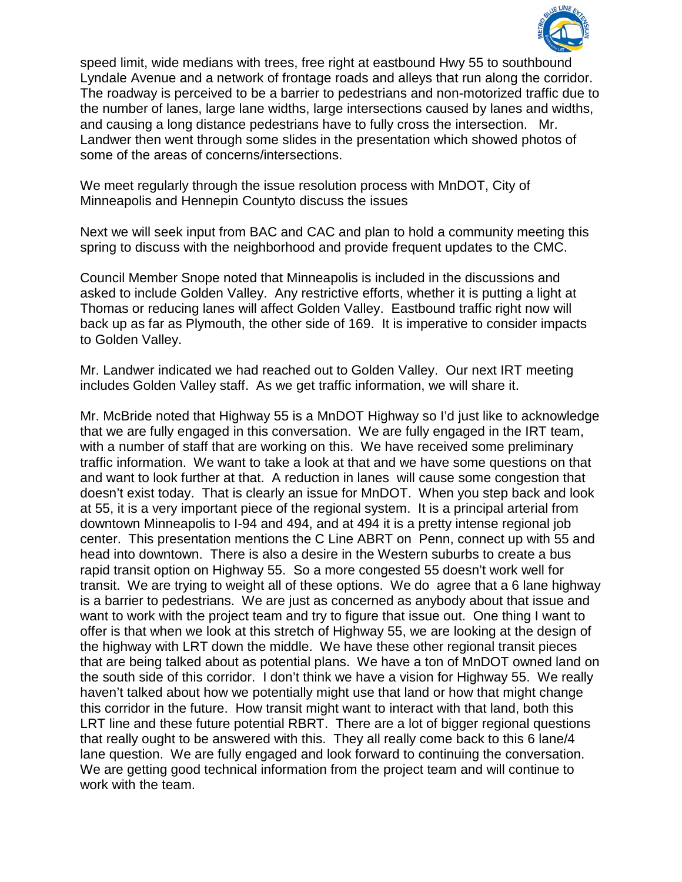speed limit, wide medians with trees, free right at eastbound Hwy 55 to southbound Lyndale Avenue and a network of frontage roads and alleys that run along the corridor. The roadway is perceived to be a barrier to pedestrians and non-motorized traffic due to the number of lanes, large lane widths, large intersections caused by lanes and widths, and causing a long distance pedestrians have to fully cross the intersection. Mr. Landwer then went through some slides in the presentation which showed photos of some of the areas of concerns/intersections.

We meet regularly through the issue resolution process with MnDOT, City of Minneapolis and Hennepin Countyto discuss the issues

Next we will seek input from BAC and CAC and plan to hold a community meeting this spring to discuss with the neighborhood and provide frequent updates to the CMC.

Council Member Snope noted that Minneapolis is included in the discussions and asked to include Golden Valley. Any restrictive efforts, whether it is putting a light at Thomas or reducing lanes will affect Golden Valley. Eastbound traffic right now will back up as far as Plymouth, the other side of 169. It is imperative to consider impacts to Golden Valley.

Mr. Landwer indicated we had reached out to Golden Valley. Our next IRT meeting includes Golden Valley staff. As we get traffic information, we will share it.

Mr. McBride noted that Highway 55 is a MnDOT Highway so I'd just like to acknowledge that we are fully engaged in this conversation. We are fully engaged in the IRT team, with a number of staff that are working on this. We have received some preliminary traffic information. We want to take a look at that and we have some questions on that and want to look further at that. A reduction in lanes will cause some congestion that doesn't exist today. That is clearly an issue for MnDOT. When you step back and look at 55, it is a very important piece of the regional system. It is a principal arterial from downtown Minneapolis to I-94 and 494, and at 494 it is a pretty intense regional job center. This presentation mentions the C Line ABRT on Penn, connect up with 55 and head into downtown. There is also a desire in the Western suburbs to create a bus rapid transit option on Highway 55. So a more congested 55 doesn't work well for transit. We are trying to weight all of these options. We do agree that a 6 lane highway is a barrier to pedestrians. We are just as concerned as anybody about that issue and want to work with the project team and try to figure that issue out. One thing I want to offer is that when we look at this stretch of Highway 55, we are looking at the design of the highway with LRT down the middle. We have these other regional transit pieces that are being talked about as potential plans. We have a ton of MnDOT owned land on the south side of this corridor. I don't think we have a vision for Highway 55. We really haven't talked about how we potentially might use that land or how that might change this corridor in the future. How transit might want to interact with that land, both this LRT line and these future potential RBRT. There are a lot of bigger regional questions that really ought to be answered with this. They all really come back to this 6 lane/4 lane question. We are fully engaged and look forward to continuing the conversation. We are getting good technical information from the project team and will continue to work with the team.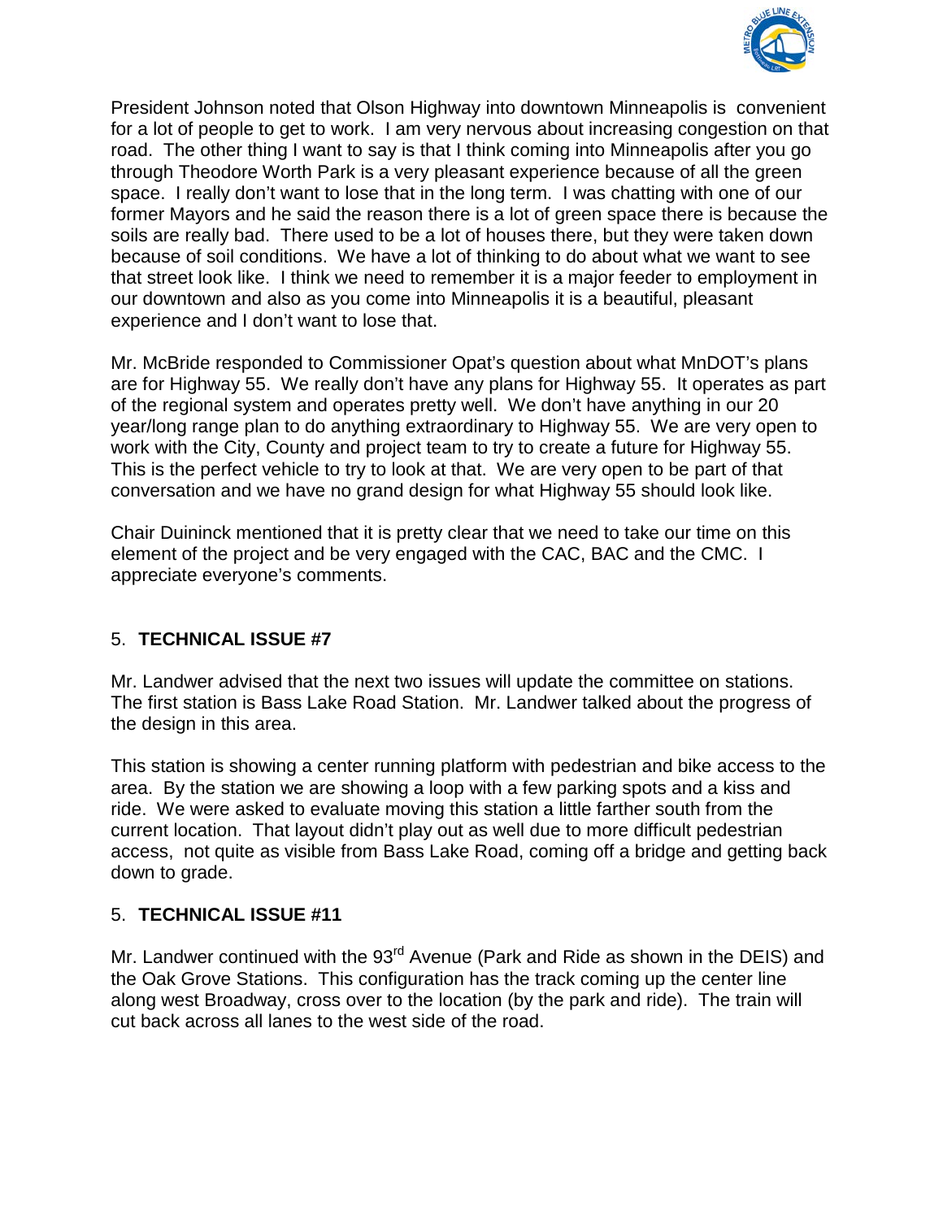President Johnson noted that Olson Highway into downtown Minneapolis is convenient for a lot of people to get to work. I am very nervous about increasing congestion on that road. The other thing I want to say is that I think coming into Minneapolis after you go through Theodore Worth Park is a very pleasant experience because of all the green space. I really don't want to lose that in the long term. I was chatting with one of our former Mayors and he said the reason there is a lot of green space there is because the soils are really bad. There used to be a lot of houses there, but they were taken down because of soil conditions. We have a lot of thinking to do about what we want to see that street look like. I think we need to remember it is a major feeder to employment in our downtown and also as you come into Minneapolis it is a beautiful, pleasant experience and I don't want to lose that.

Mr. McBride responded to Commissioner Opat's question about what MnDOT's plans are for Highway 55. We really don't have any plans for Highway 55. It operates as part of the regional system and operates pretty well. We don't have anything in our 20 year/long range plan to do anything extraordinary to Highway 55. We are very open to work with the City, County and project team to try to create a future for Highway 55. This is the perfect vehicle to try to look at that. We are very open to be part of that conversation and we have no grand design for what Highway 55 should look like.

Chair Duininck mentioned that it is pretty clear that we need to take our time on this element of the project and be very engaged with the CAC, BAC and the CMC. I appreciate everyone's comments.

5. **TECHNICAL ISSUE #7**

Mr. Landwer advised that the next two issues will update the committee on stations. The first station is Bass Lake Road Station. Mr. Landwer talked about the progress of the design in this area.

This station is showing a center running platform with pedestrian and bike access to the area. By the station we are showing a loop with a few parking spots and a kiss and ride. We were asked to evaluate moving this station a little farther south from the current location. That layout didn't play out as well due to more difficult pedestrian access, not quite as visible from Bass Lake Road, coming off a bridge and getting back down to grade.

5. **TECHNICAL ISSUE #11**

Mr. Landwer continued with the 93rd Avenue (Park and Ride as shown in the DEIS) and the Oak Grove Stations. This configuration has the track coming up the center line along west Broadway, cross over to the location (by the park and ride). The train will cut back across all lanes to the west side of the road.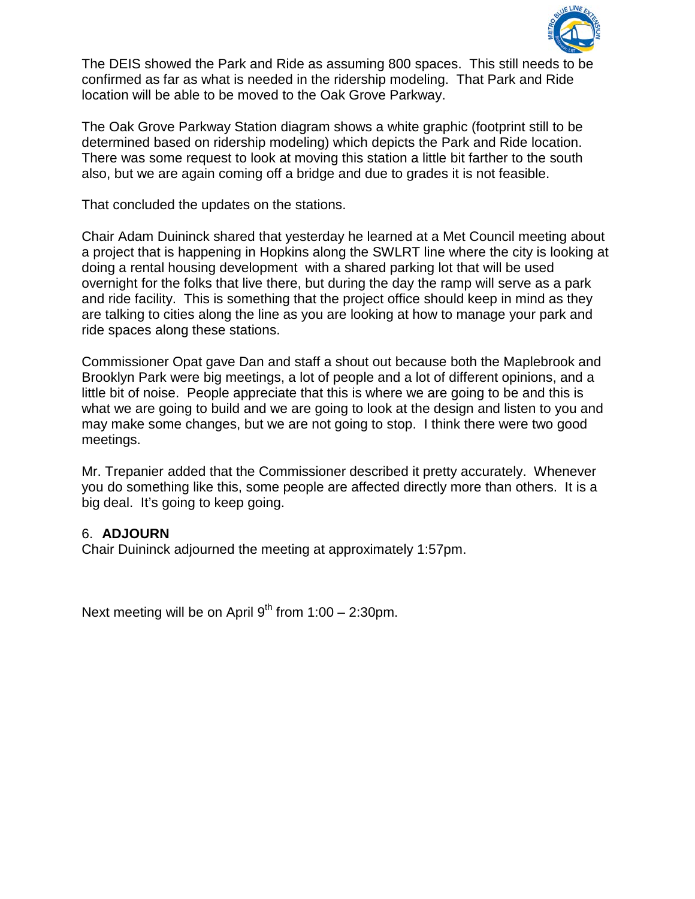The DEIS showed the Park and Ride as assuming 800 spaces. This still needs to be confirmed as far as what is needed in the ridership modeling. That Park and Ride location will be able to be moved to the Oak Grove Parkway.

The Oak Grove Parkway Station diagram shows a white graphic (footprint still to be determined based on ridership modeling) which depicts the Park and Ride location. There was some request to look at moving this station a little bit farther to the south also, but we are again coming off a bridge and due to grades it is not feasible.

That concluded the updates on the stations.

Chair Adam Duininck shared that yesterday he learned at a Met Council meeting about a project that is happening in Hopkins along the SWLRT line where the city is looking at doing a rental housing development with a shared parking lot that will be used overnight for the folks that live there, but during the day the ramp will serve as a park and ride facility. This is something that the project office should keep in mind as they are talking to cities along the line as you are looking at how to manage your park and ride spaces along these stations.

Commissioner Opat gave Dan and staff a shout out because both the Maplebrook and Brooklyn Park were big meetings, a lot of people and a lot of different opinions, and a little bit of noise. People appreciate that this is where we are going to be and this is what we are going to build and we are going to look at the design and listen to you and may make some changes, but we are not going to stop. I think there were two good meetings.

Mr. Trepanier added that the Commissioner described it pretty accurately. Whenever you do something like this, some people are affected directly more than others. It is a big deal. It's going to keep going.

6. **ADJOURN**

Chair Duininck adjourned the meeting at approximately 1:57pm.

Next meeting will be on April 9th from 1:00 – 2:30pm.